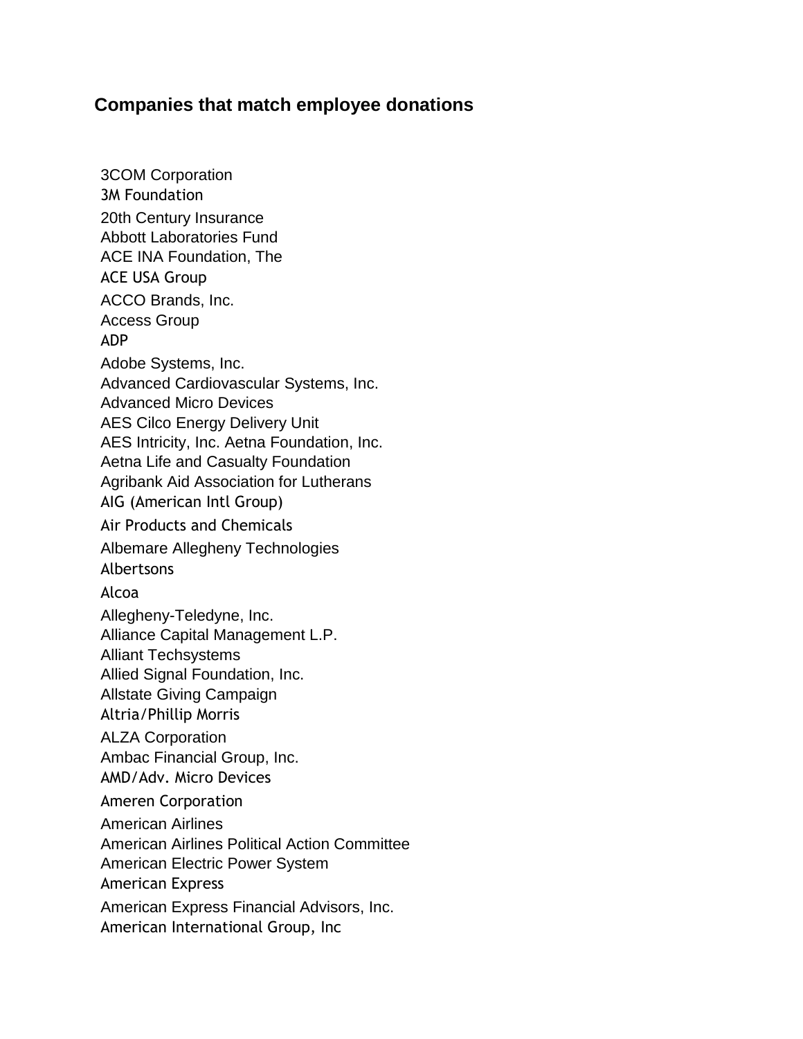## Companies that match employee donations

3COM Corporation
3M Foundation
20th Century Insurance
Abbott Laboratories Fund
ACE INA Foundation, The
ACE USA Group
ACCO Brands, Inc.
Access Group
ADP
Adobe Systems, Inc.
Advanced Cardiovascular Systems, Inc.
Advanced Micro Devices
AES Cilco Energy Delivery Unit
AES Intricity, Inc. Aetna Foundation, Inc.
Aetna Life and Casualty Foundation
Agribank Aid Association for Lutherans
AIG (American Intl Group)
Air Products and Chemicals
Albemare Allegheny Technologies
Albertsons
Alcoa
Allegheny-Teledyne, Inc.
Alliance Capital Management L.P.
Alliant Techsystems
Allied Signal Foundation, Inc.
Allstate Giving Campaign
Altria/Phillip Morris
ALZA Corporation
Ambac Financial Group, Inc.
AMD/Adv. Micro Devices
Ameren Corporation
American Airlines
American Airlines Political Action Committee
American Electric Power System
American Express
American Express Financial Advisors, Inc.
American International Group, Inc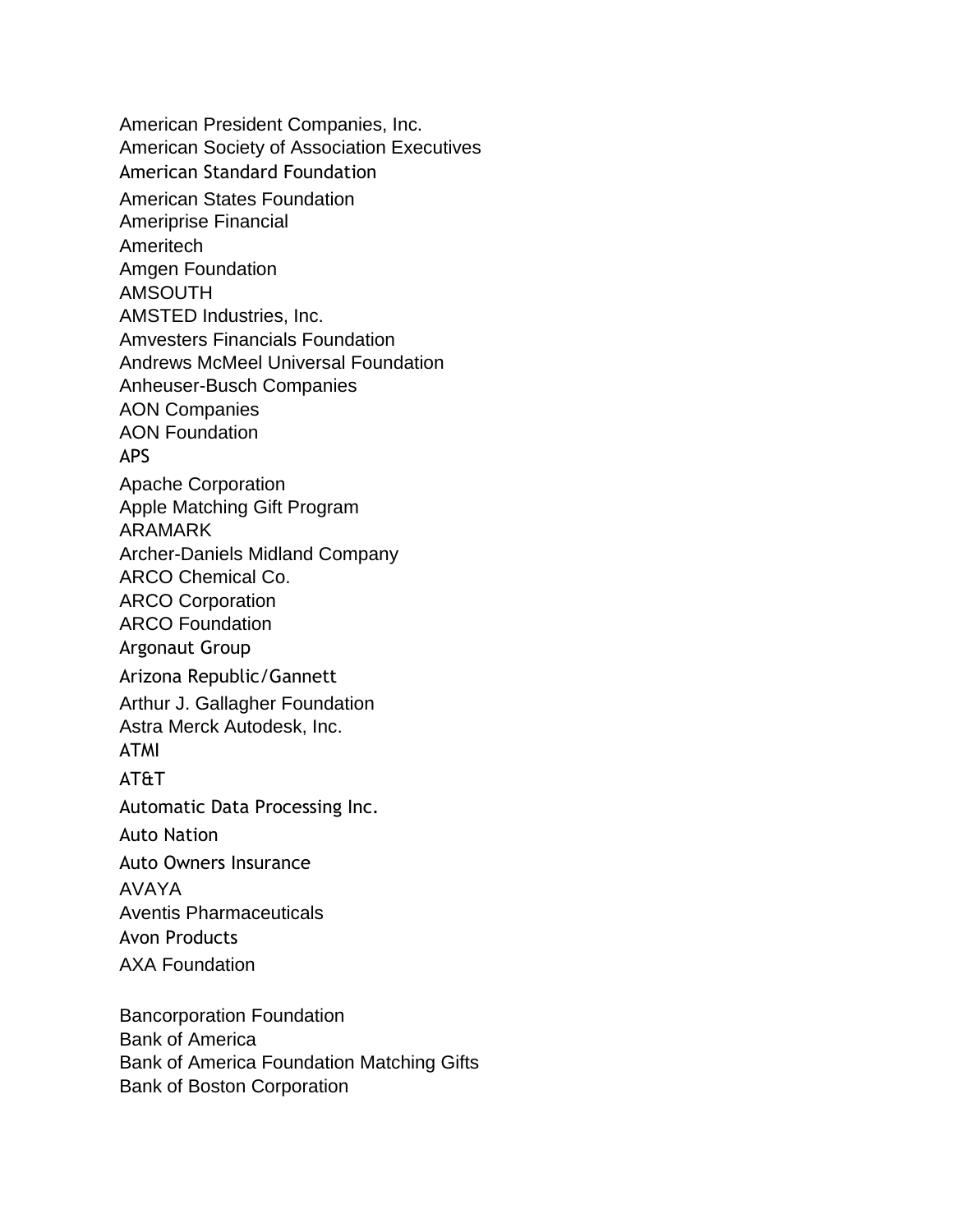American President Companies, Inc.
American Society of Association Executives
American Standard Foundation
American States Foundation
Ameriprise Financial
Ameritech
Amgen Foundation
AMSOUTH
AMSTED Industries, Inc.
Amvesters Financials Foundation
Andrews McMeel Universal Foundation
Anheuser-Busch Companies
AON Companies
AON Foundation
APS
Apache Corporation
Apple Matching Gift Program
ARAMARK
Archer-Daniels Midland Company
ARCO Chemical Co.
ARCO Corporation
ARCO Foundation
Argonaut Group
Arizona Republic/Gannett
Arthur J. Gallagher Foundation
Astra Merck Autodesk, Inc.
ATMI
AT&T
Automatic Data Processing Inc.
Auto Nation
Auto Owners Insurance
AVAYA
Aventis Pharmaceuticals
Avon Products
AXA Foundation

Bancorporation Foundation
Bank of America
Bank of America Foundation Matching Gifts
Bank of Boston Corporation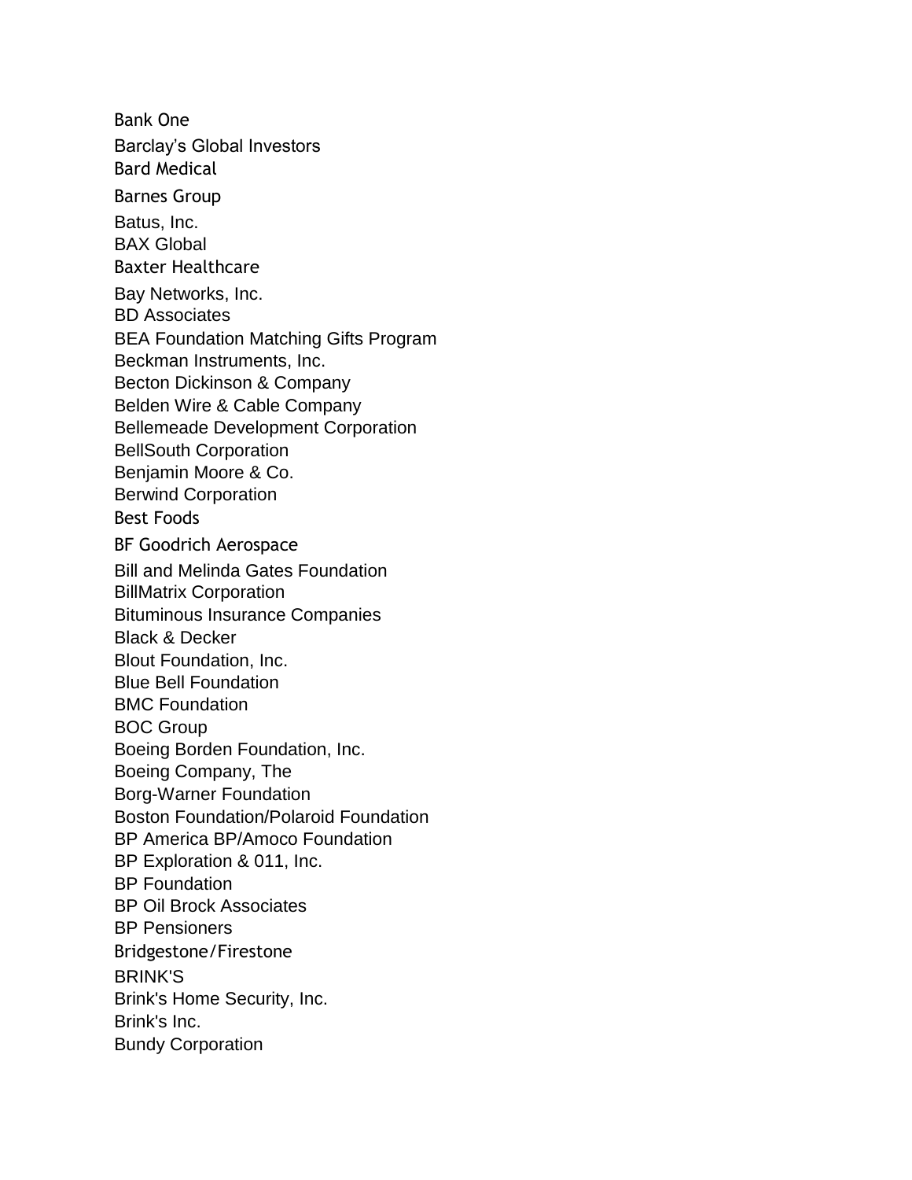Bank One
Barclay's Global Investors
Bard Medical
Barnes Group
Batus, Inc.
BAX Global
Baxter Healthcare
Bay Networks, Inc.
BD Associates
BEA Foundation Matching Gifts Program
Beckman Instruments, Inc.
Becton Dickinson & Company
Belden Wire & Cable Company
Bellemeade Development Corporation
BellSouth Corporation
Benjamin Moore & Co.
Berwind Corporation
Best Foods
BF Goodrich Aerospace
Bill and Melinda Gates Foundation
BillMatrix Corporation
Bituminous Insurance Companies
Black & Decker
Blout Foundation, Inc.
Blue Bell Foundation
BMC Foundation
BOC Group
Boeing Borden Foundation, Inc.
Boeing Company, The
Borg-Warner Foundation
Boston Foundation/Polaroid Foundation
BP America BP/Amoco Foundation
BP Exploration & 011, Inc.
BP Foundation
BP Oil Brock Associates
BP Pensioners
Bridgestone/Firestone
BRINK'S
Brink's Home Security, Inc.
Brink's Inc.
Bundy Corporation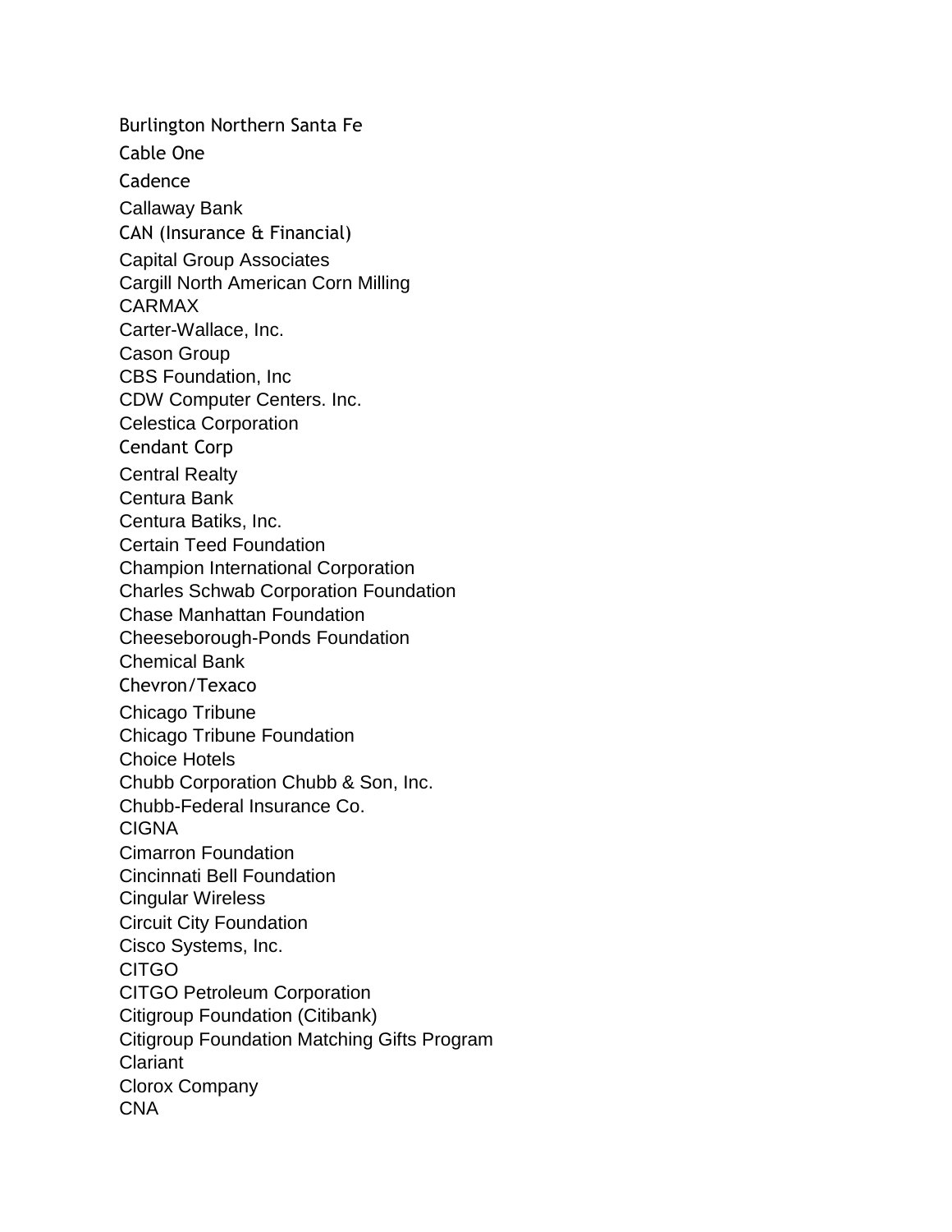Burlington Northern Santa Fe
Cable One
Cadence
Callaway Bank
CAN (Insurance & Financial)
Capital Group Associates
Cargill North American Corn Milling
CARMAX
Carter-Wallace, Inc.
Cason Group
CBS Foundation, Inc
CDW Computer Centers. Inc.
Celestica Corporation
Cendant Corp
Central Realty
Centura Bank
Centura Batiks, Inc.
Certain Teed Foundation
Champion International Corporation
Charles Schwab Corporation Foundation
Chase Manhattan Foundation
Cheeseborough-Ponds Foundation
Chemical Bank
Chevron/Texaco
Chicago Tribune
Chicago Tribune Foundation
Choice Hotels
Chubb Corporation Chubb & Son, Inc.
Chubb-Federal Insurance Co.
CIGNA
Cimarron Foundation
Cincinnati Bell Foundation
Cingular Wireless
Circuit City Foundation
Cisco Systems, Inc.
CITGO
CITGO Petroleum Corporation
Citigroup Foundation (Citibank)
Citigroup Foundation Matching Gifts Program
Clariant
Clorox Company
CNA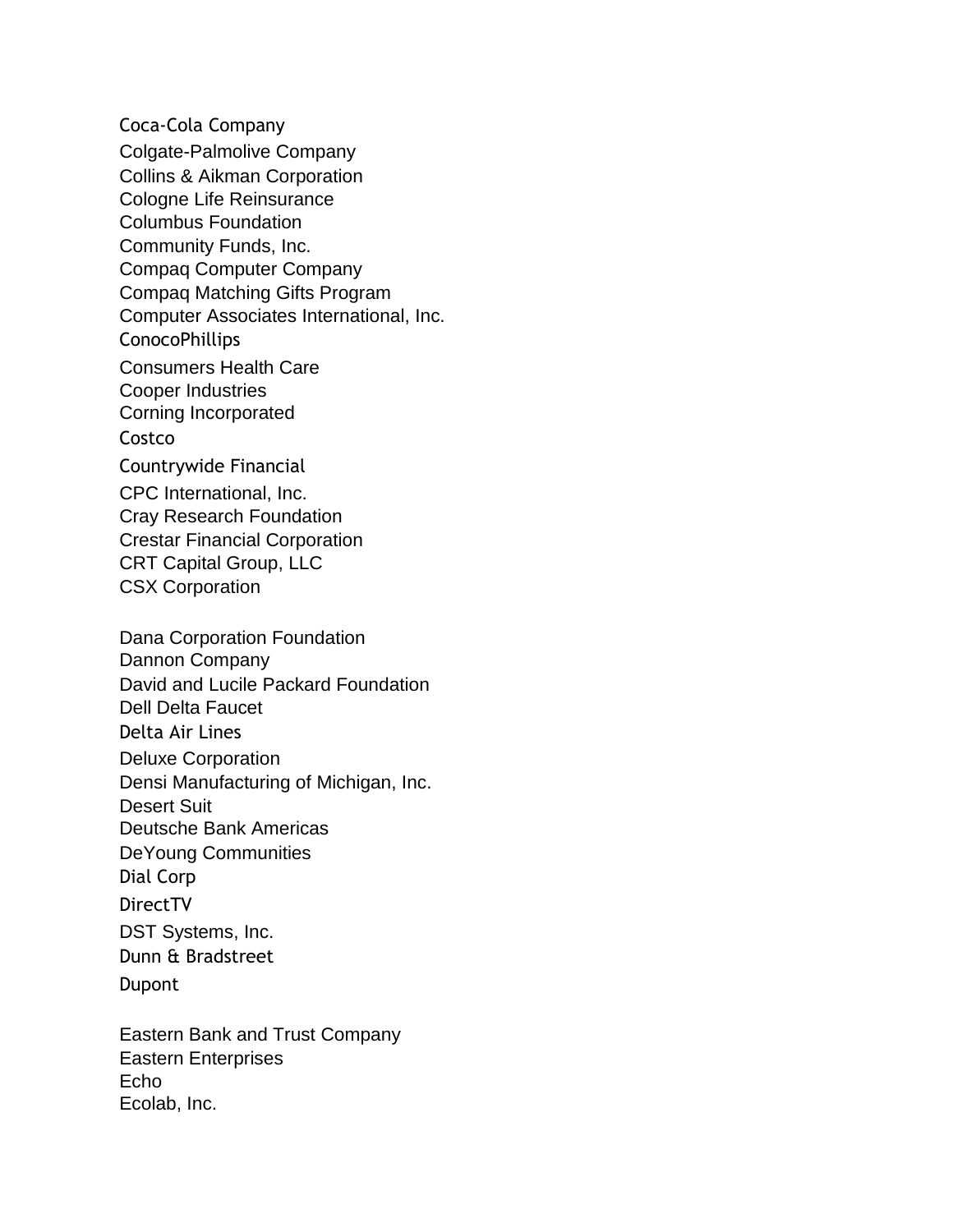Coca-Cola Company
Colgate-Palmolive Company
Collins & Aikman Corporation
Cologne Life Reinsurance
Columbus Foundation
Community Funds, Inc.
Compaq Computer Company
Compaq Matching Gifts Program
Computer Associates International, Inc.
ConocoPhillips
Consumers Health Care
Cooper Industries
Corning Incorporated
Costco
Countrywide Financial
CPC International, Inc.
Cray Research Foundation
Crestar Financial Corporation
CRT Capital Group, LLC
CSX Corporation

Dana Corporation Foundation
Dannon Company
David and Lucile Packard Foundation
Dell Delta Faucet
Delta Air Lines
Deluxe Corporation
Densi Manufacturing of Michigan, Inc.
Desert Suit
Deutsche Bank Americas
DeYoung Communities
Dial Corp
DirectTV
DST Systems, Inc.
Dunn & Bradstreet
Dupont

Eastern Bank and Trust Company
Eastern Enterprises
Echo
Ecolab, Inc.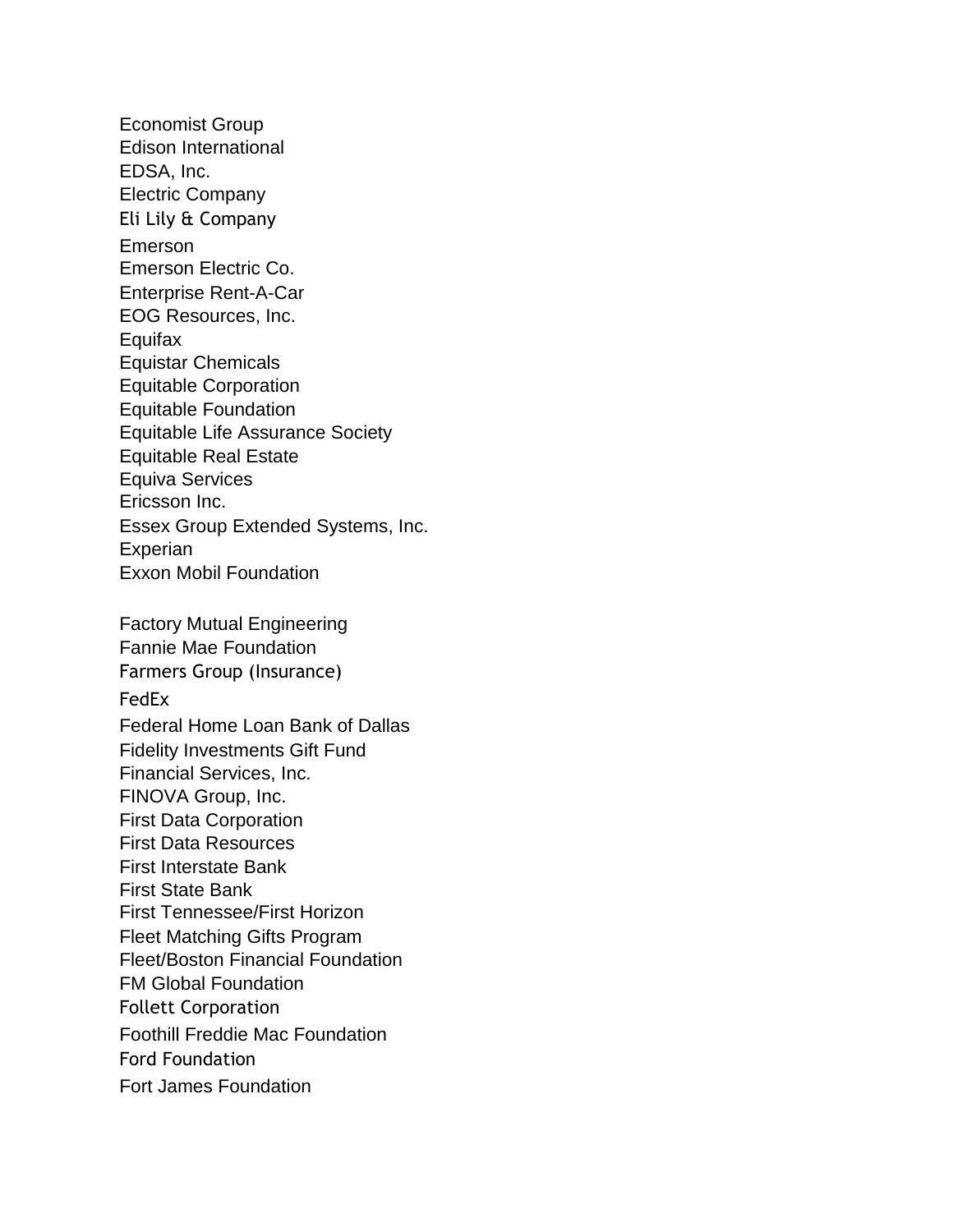Economist Group
Edison International
EDSA, Inc.
Electric Company
Eli Lily & Company
Emerson
Emerson Electric Co.
Enterprise Rent-A-Car
EOG Resources, Inc.
Equifax
Equistar Chemicals
Equitable Corporation
Equitable Foundation
Equitable Life Assurance Society
Equitable Real Estate
Equiva Services
Ericsson Inc.
Essex Group Extended Systems, Inc.
Experian
Exxon Mobil Foundation

Factory Mutual Engineering
Fannie Mae Foundation
Farmers Group (Insurance)
FedEx
Federal Home Loan Bank of Dallas
Fidelity Investments Gift Fund
Financial Services, Inc.
FINOVA Group, Inc.
First Data Corporation
First Data Resources
First Interstate Bank
First State Bank
First Tennessee/First Horizon
Fleet Matching Gifts Program
Fleet/Boston Financial Foundation
FM Global Foundation
Follett Corporation
Foothill Freddie Mac Foundation
Ford Foundation
Fort James Foundation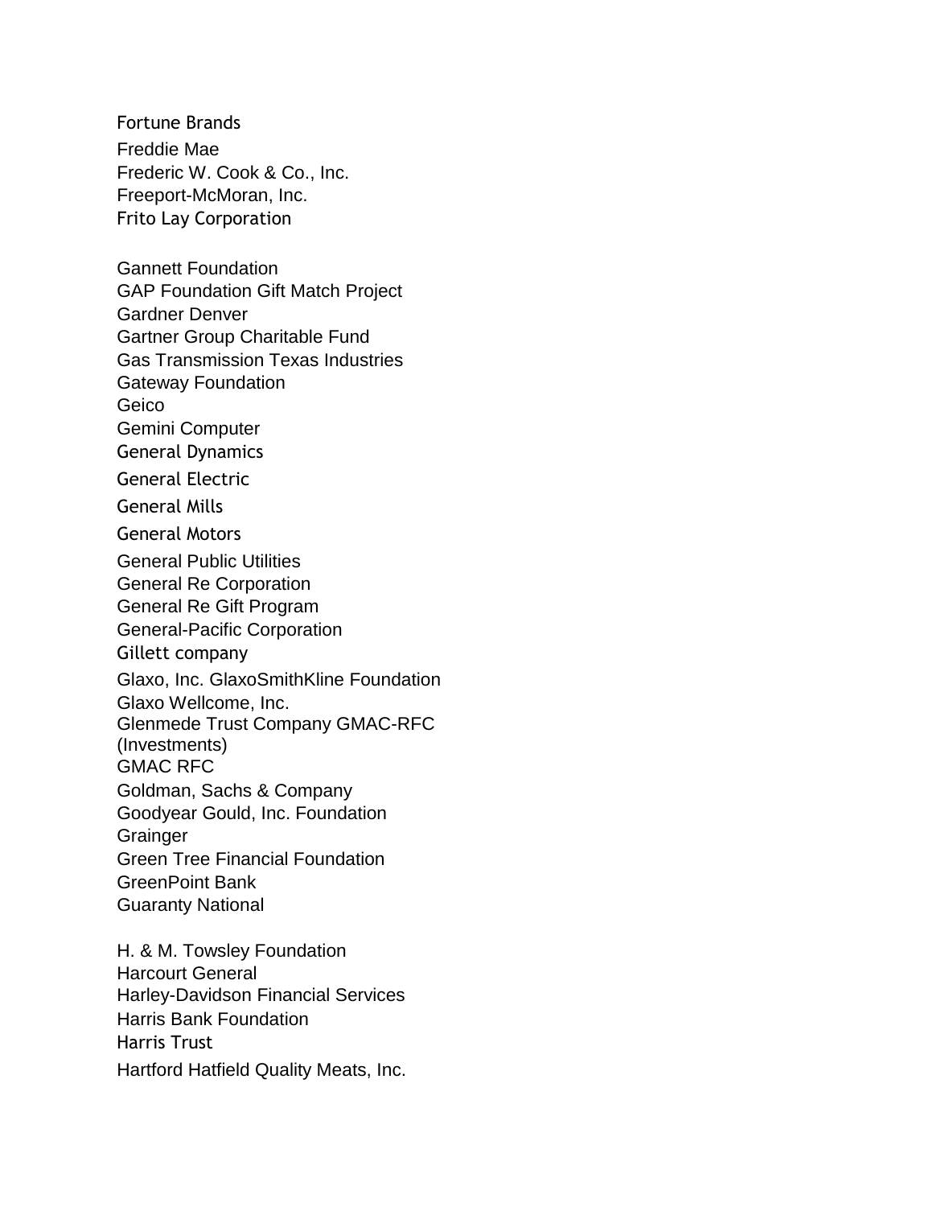Fortune Brands
Freddie Mae
Frederic W. Cook & Co., Inc.
Freeport-McMoran, Inc.
Frito Lay Corporation

Gannett Foundation
GAP Foundation Gift Match Project
Gardner Denver
Gartner Group Charitable Fund
Gas Transmission Texas Industries
Gateway Foundation
Geico
Gemini Computer
General Dynamics
General Electric
General Mills
General Motors
General Public Utilities
General Re Corporation
General Re Gift Program
General-Pacific Corporation
Gillett company
Glaxo, Inc. GlaxoSmithKline Foundation
Glaxo Wellcome, Inc.
Glenmede Trust Company GMAC-RFC (Investments)
GMAC RFC
Goldman, Sachs & Company
Goodyear Gould, Inc. Foundation
Grainger
Green Tree Financial Foundation
GreenPoint Bank
Guaranty National

H. & M. Towsley Foundation
Harcourt General
Harley-Davidson Financial Services
Harris Bank Foundation
Harris Trust
Hartford Hatfield Quality Meats, Inc.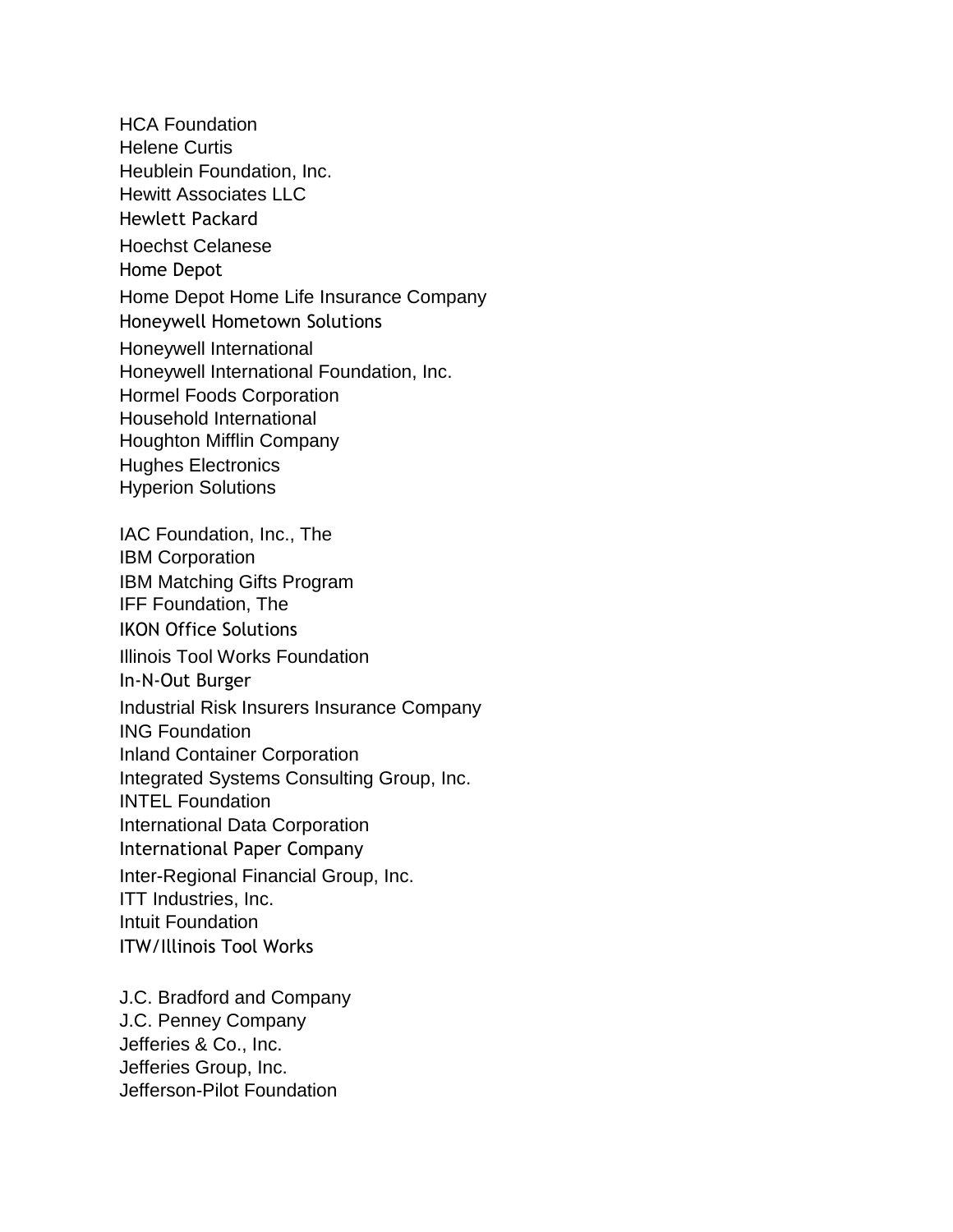HCA Foundation
Helene Curtis
Heublein Foundation, Inc.
Hewitt Associates LLC
Hewlett Packard
Hoechst Celanese
Home Depot
Home Depot Home Life Insurance Company
Honeywell Hometown Solutions
Honeywell International
Honeywell International Foundation, Inc.
Hormel Foods Corporation
Household International
Houghton Mifflin Company
Hughes Electronics
Hyperion Solutions

IAC Foundation, Inc., The
IBM Corporation
IBM Matching Gifts Program
IFF Foundation, The
IKON Office Solutions
Illinois Tool Works Foundation
In-N-Out Burger
Industrial Risk Insurers Insurance Company
ING Foundation
Inland Container Corporation
Integrated Systems Consulting Group, Inc.
INTEL Foundation
International Data Corporation
International Paper Company
Inter-Regional Financial Group, Inc.
ITT Industries, Inc.
Intuit Foundation
ITW/Illinois Tool Works

J.C. Bradford and Company
J.C. Penney Company
Jefferies & Co., Inc.
Jefferies Group, Inc.
Jefferson-Pilot Foundation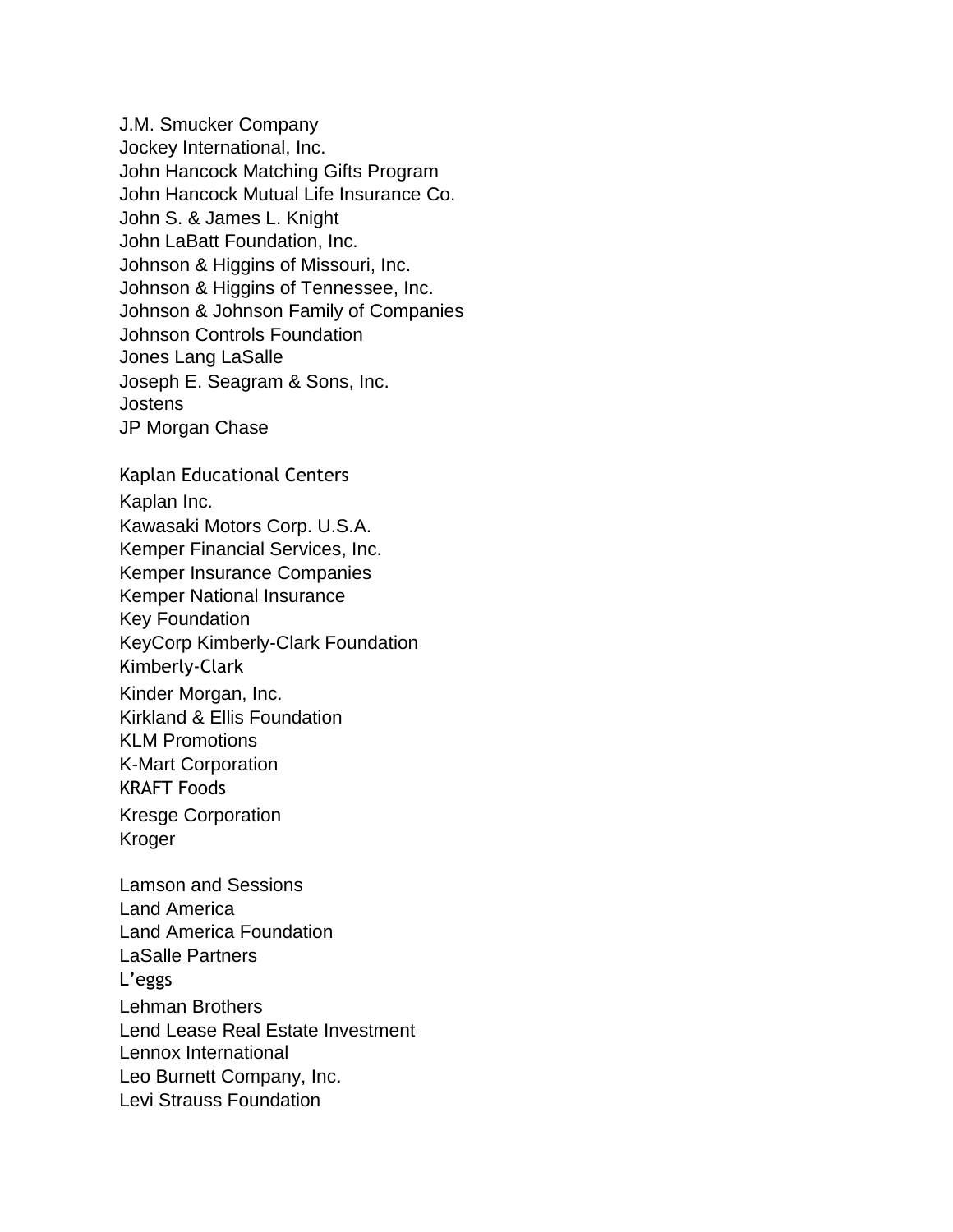J.M. Smucker Company
Jockey International, Inc.
John Hancock Matching Gifts Program
John Hancock Mutual Life Insurance Co.
John S. & James L. Knight
John LaBatt Foundation, Inc.
Johnson & Higgins of Missouri, Inc.
Johnson & Higgins of Tennessee, Inc.
Johnson & Johnson Family of Companies
Johnson Controls Foundation
Jones Lang LaSalle
Joseph E. Seagram & Sons, Inc.
Jostens
JP Morgan Chase

Kaplan Educational Centers
Kaplan Inc.
Kawasaki Motors Corp. U.S.A.
Kemper Financial Services, Inc.
Kemper Insurance Companies
Kemper National Insurance
Key Foundation
KeyCorp Kimberly-Clark Foundation
Kimberly-Clark
Kinder Morgan, Inc.
Kirkland & Ellis Foundation
KLM Promotions
K-Mart Corporation
KRAFT Foods
Kresge Corporation
Kroger

Lamson and Sessions
Land America
Land America Foundation
LaSalle Partners
L'eggs
Lehman Brothers
Lend Lease Real Estate Investment
Lennox International
Leo Burnett Company, Inc.
Levi Strauss Foundation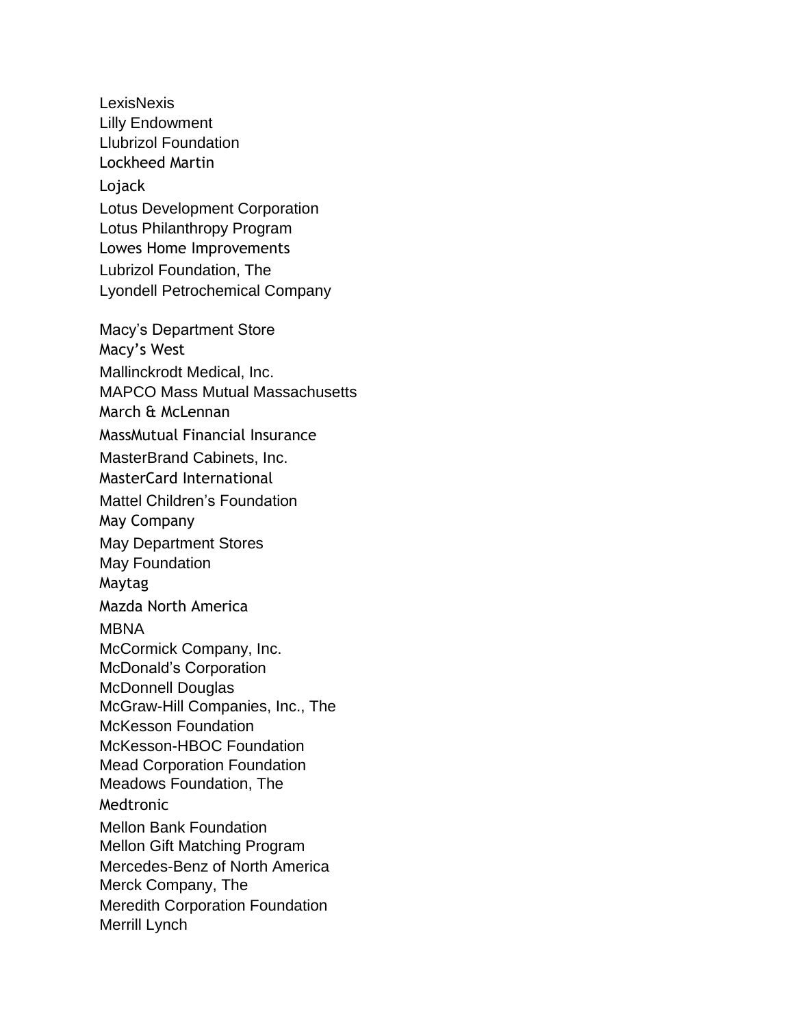LexisNexis
Lilly Endowment
Llubrizol Foundation
Lockheed Martin
Lojack
Lotus Development Corporation
Lotus Philanthropy Program
Lowes Home Improvements
Lubrizol Foundation, The
Lyondell Petrochemical Company

Macy's Department Store
Macy's West
Mallinckrodt Medical, Inc.
MAPCO Mass Mutual Massachusetts
March & McLennan
MassMutual Financial Insurance
MasterBrand Cabinets, Inc.
MasterCard International
Mattel Children's Foundation
May Company
May Department Stores
May Foundation
Maytag
Mazda North America
MBNA
McCormick Company, Inc.
McDonald's Corporation
McDonnell Douglas
McGraw-Hill Companies, Inc., The
McKesson Foundation
McKesson-HBOC Foundation
Mead Corporation Foundation
Meadows Foundation, The
Medtronic
Mellon Bank Foundation
Mellon Gift Matching Program
Mercedes-Benz of North America
Merck Company, The
Meredith Corporation Foundation
Merrill Lynch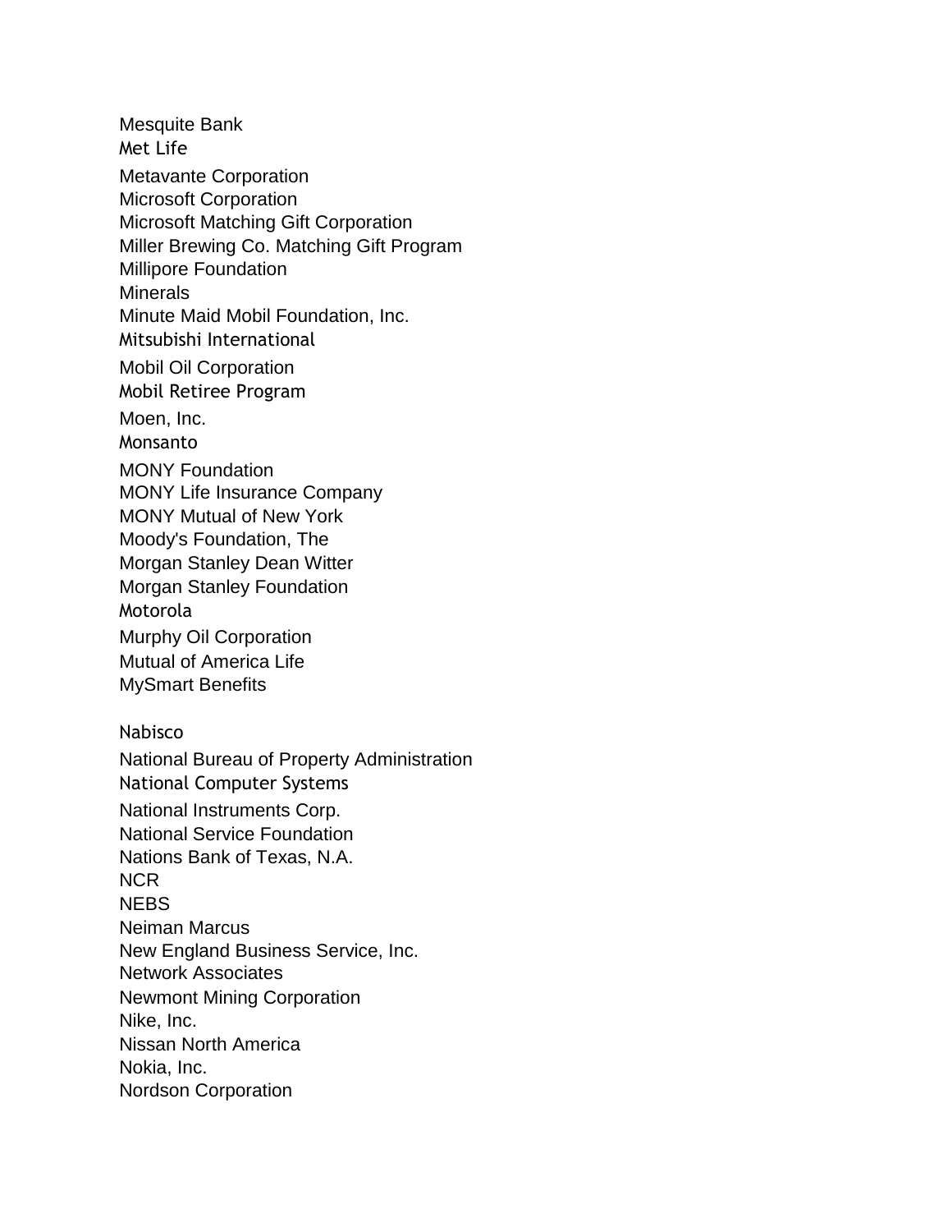Mesquite Bank
Met Life
Metavante Corporation
Microsoft Corporation
Microsoft Matching Gift Corporation
Miller Brewing Co. Matching Gift Program
Millipore Foundation
Minerals
Minute Maid Mobil Foundation, Inc.
Mitsubishi International
Mobil Oil Corporation
Mobil Retiree Program
Moen, Inc.
Monsanto
MONY Foundation
MONY Life Insurance Company
MONY Mutual of New York
Moody's Foundation, The
Morgan Stanley Dean Witter
Morgan Stanley Foundation
Motorola
Murphy Oil Corporation
Mutual of America Life
MySmart Benefits

Nabisco
National Bureau of Property Administration
National Computer Systems
National Instruments Corp.
National Service Foundation
Nations Bank of Texas, N.A.
NCR
NEBS
Neiman Marcus
New England Business Service, Inc.
Network Associates
Newmont Mining Corporation
Nike, Inc.
Nissan North America
Nokia, Inc.
Nordson Corporation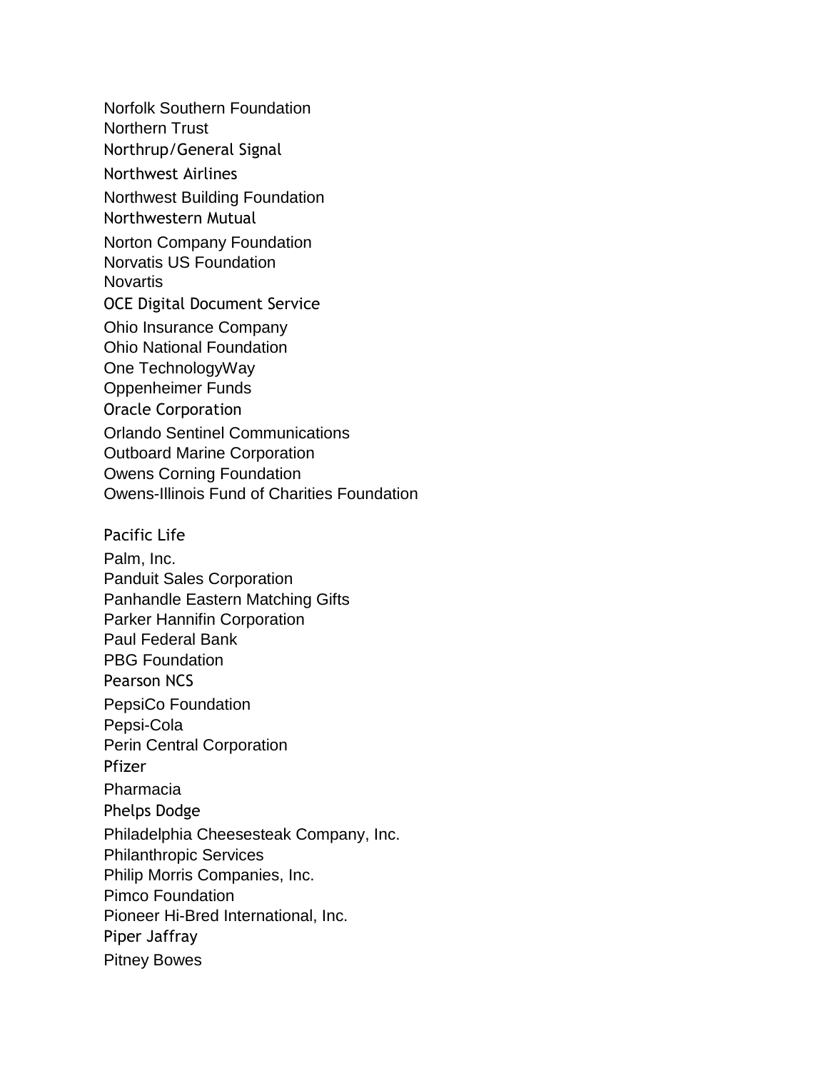Norfolk Southern Foundation
Northern Trust
Northrup/General Signal
Northwest Airlines
Northwest Building Foundation
Northwestern Mutual
Norton Company Foundation
Norvatis US Foundation
Novartis
OCE Digital Document Service
Ohio Insurance Company
Ohio National Foundation
One TechnologyWay
Oppenheimer Funds
Oracle Corporation
Orlando Sentinel Communications
Outboard Marine Corporation
Owens Corning Foundation
Owens-Illinois Fund of Charities Foundation

Pacific Life
Palm, Inc.
Panduit Sales Corporation
Panhandle Eastern Matching Gifts
Parker Hannifin Corporation
Paul Federal Bank
PBG Foundation
Pearson NCS
PepsiCo Foundation
Pepsi-Cola
Perin Central Corporation
Pfizer
Pharmacia
Phelps Dodge
Philadelphia Cheesesteak Company, Inc.
Philanthropic Services
Philip Morris Companies, Inc.
Pimco Foundation
Pioneer Hi-Bred International, Inc.
Piper Jaffray
Pitney Bowes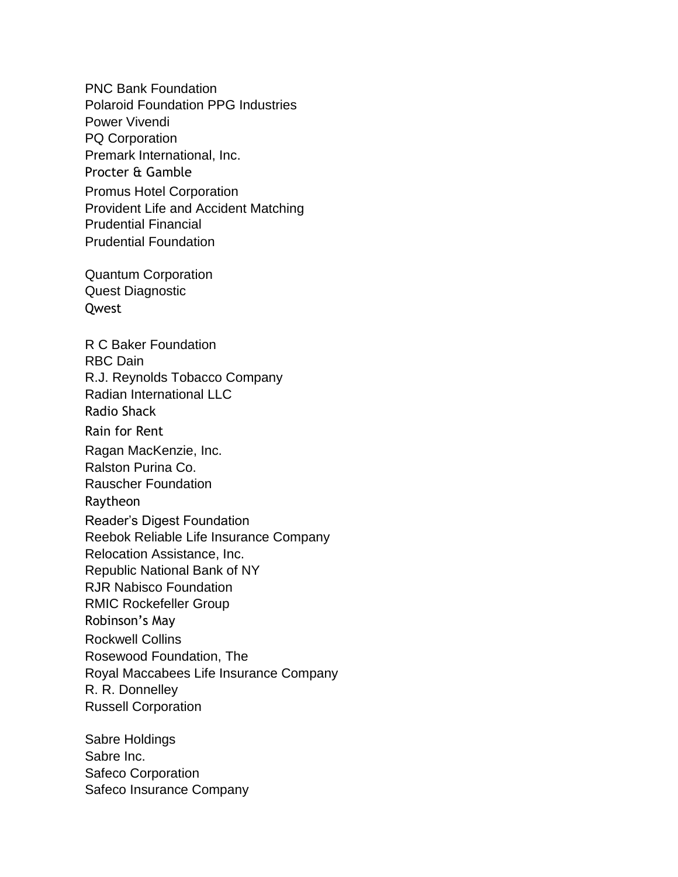PNC Bank Foundation
Polaroid Foundation PPG Industries
Power Vivendi
PQ Corporation
Premark International, Inc.
Procter & Gamble
Promus Hotel Corporation
Provident Life and Accident Matching
Prudential Financial
Prudential Foundation

Quantum Corporation
Quest Diagnostic
Qwest

R C Baker Foundation
RBC Dain
R.J. Reynolds Tobacco Company
Radian International LLC
Radio Shack
Rain for Rent
Ragan MacKenzie, Inc.
Ralston Purina Co.
Rauscher Foundation
Raytheon
Reader's Digest Foundation
Reebok Reliable Life Insurance Company
Relocation Assistance, Inc.
Republic National Bank of NY
RJR Nabisco Foundation
RMIC Rockefeller Group
Robinson's May
Rockwell Collins
Rosewood Foundation, The
Royal Maccabees Life Insurance Company
R. R. Donnelley
Russell Corporation

Sabre Holdings
Sabre Inc.
Safeco Corporation
Safeco Insurance Company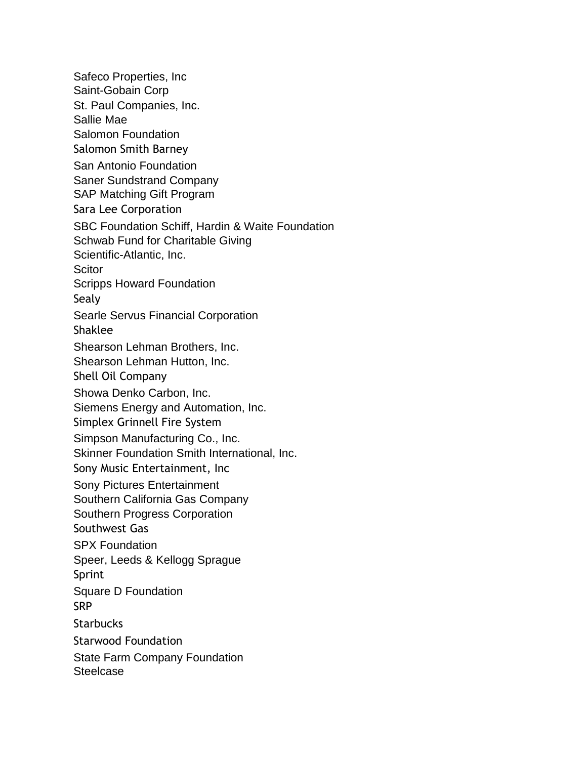Safeco Properties, Inc
Saint-Gobain Corp
St. Paul Companies, Inc.
Sallie Mae
Salomon Foundation
Salomon Smith Barney
San Antonio Foundation
Saner Sundstrand Company
SAP Matching Gift Program
Sara Lee Corporation
SBC Foundation Schiff, Hardin & Waite Foundation
Schwab Fund for Charitable Giving
Scientific-Atlantic, Inc.
Scitor
Scripps Howard Foundation
Sealy
Searle Servus Financial Corporation
Shaklee
Shearson Lehman Brothers, Inc.
Shearson Lehman Hutton, Inc.
Shell Oil Company
Showa Denko Carbon, Inc.
Siemens Energy and Automation, Inc.
Simplex Grinnell Fire System
Simpson Manufacturing Co., Inc.
Skinner Foundation Smith International, Inc.
Sony Music Entertainment, Inc
Sony Pictures Entertainment
Southern California Gas Company
Southern Progress Corporation
Southwest Gas
SPX Foundation
Speer, Leeds & Kellogg Sprague
Sprint
Square D Foundation
SRP
Starbucks
Starwood Foundation
State Farm Company Foundation
Steelcase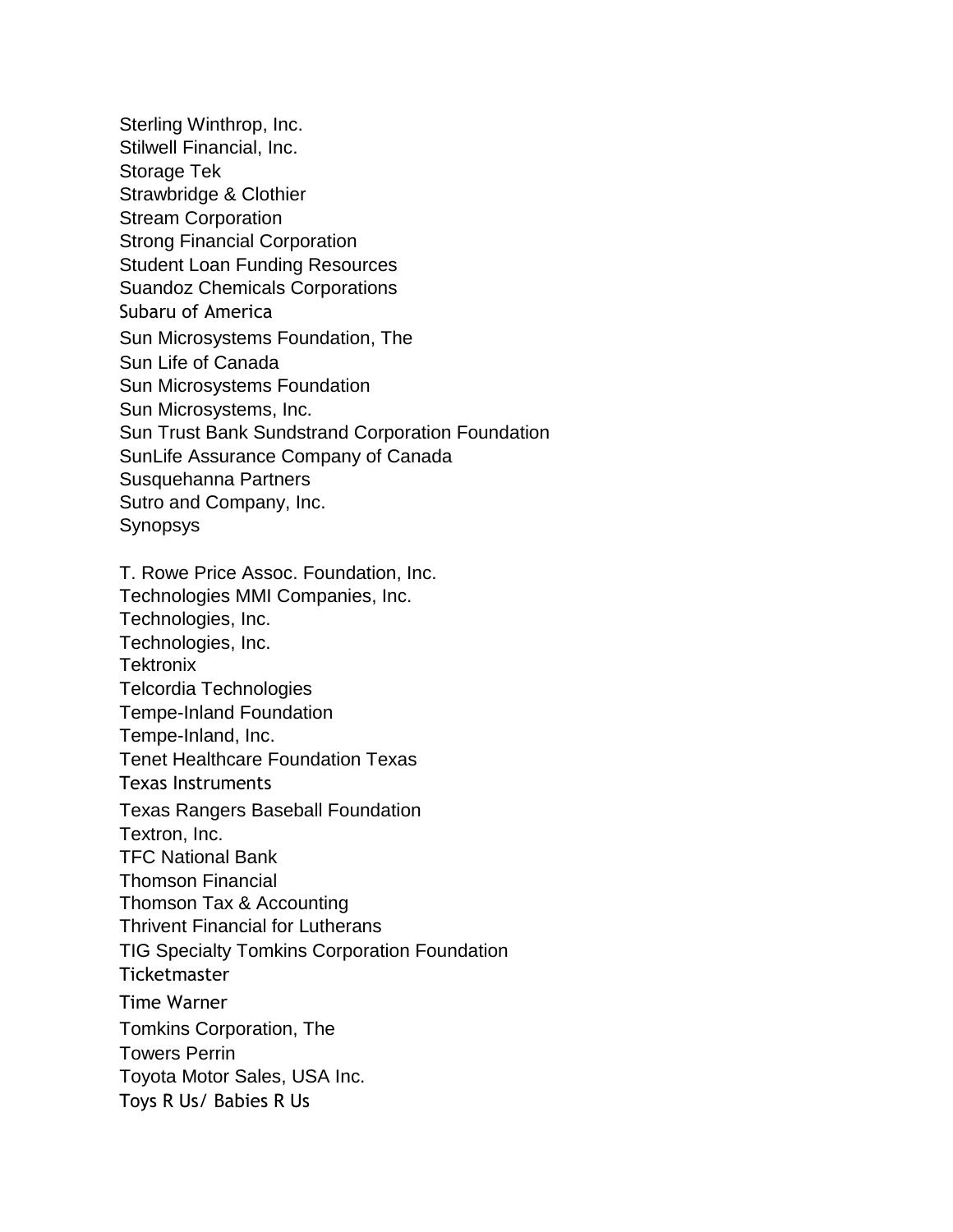Sterling Winthrop, Inc.
Stilwell Financial, Inc.
Storage Tek
Strawbridge & Clothier
Stream Corporation
Strong Financial Corporation
Student Loan Funding Resources
Suandoz Chemicals Corporations
Subaru of America
Sun Microsystems Foundation, The
Sun Life of Canada
Sun Microsystems Foundation
Sun Microsystems, Inc.
Sun Trust Bank Sundstrand Corporation Foundation
SunLife Assurance Company of Canada
Susquehanna Partners
Sutro and Company, Inc.
Synopsys

T. Rowe Price Assoc. Foundation, Inc.
Technologies MMI Companies, Inc.
Technologies, Inc.
Technologies, Inc.
Tektronix
Telcordia Technologies
Tempe-Inland Foundation
Tempe-Inland, Inc.
Tenet Healthcare Foundation Texas
Texas Instruments
Texas Rangers Baseball Foundation
Textron, Inc.
TFC National Bank
Thomson Financial
Thomson Tax & Accounting
Thrivent Financial for Lutherans
TIG Specialty Tomkins Corporation Foundation
Ticketmaster
Time Warner
Tomkins Corporation, The
Towers Perrin
Toyota Motor Sales, USA Inc.
Toys R Us/ Babies R Us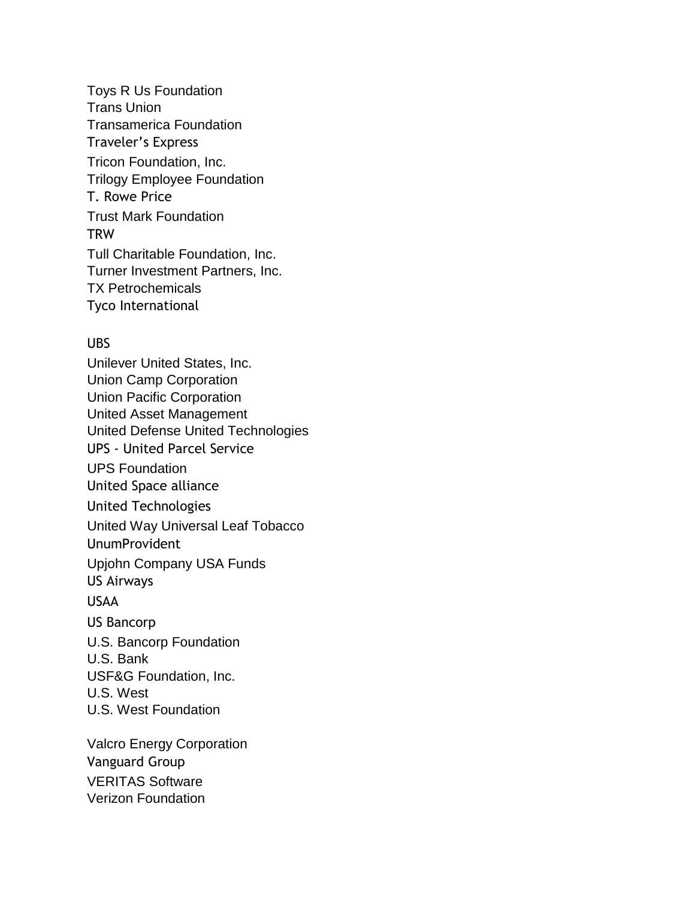Toys R Us Foundation
Trans Union
Transamerica Foundation
Traveler's Express
Tricon Foundation, Inc.
Trilogy Employee Foundation
T. Rowe Price
Trust Mark Foundation
TRW
Tull Charitable Foundation, Inc.
Turner Investment Partners, Inc.
TX Petrochemicals
Tyco International

UBS
Unilever United States, Inc.
Union Camp Corporation
Union Pacific Corporation
United Asset Management
United Defense United Technologies
UPS - United Parcel Service
UPS Foundation
United Space alliance
United Technologies
United Way Universal Leaf Tobacco
UnumProvident
Upjohn Company USA Funds
US Airways
USAA
US Bancorp
U.S. Bancorp Foundation
U.S. Bank
USF&G Foundation, Inc.
U.S. West
U.S. West Foundation

Valcro Energy Corporation
Vanguard Group
VERITAS Software
Verizon Foundation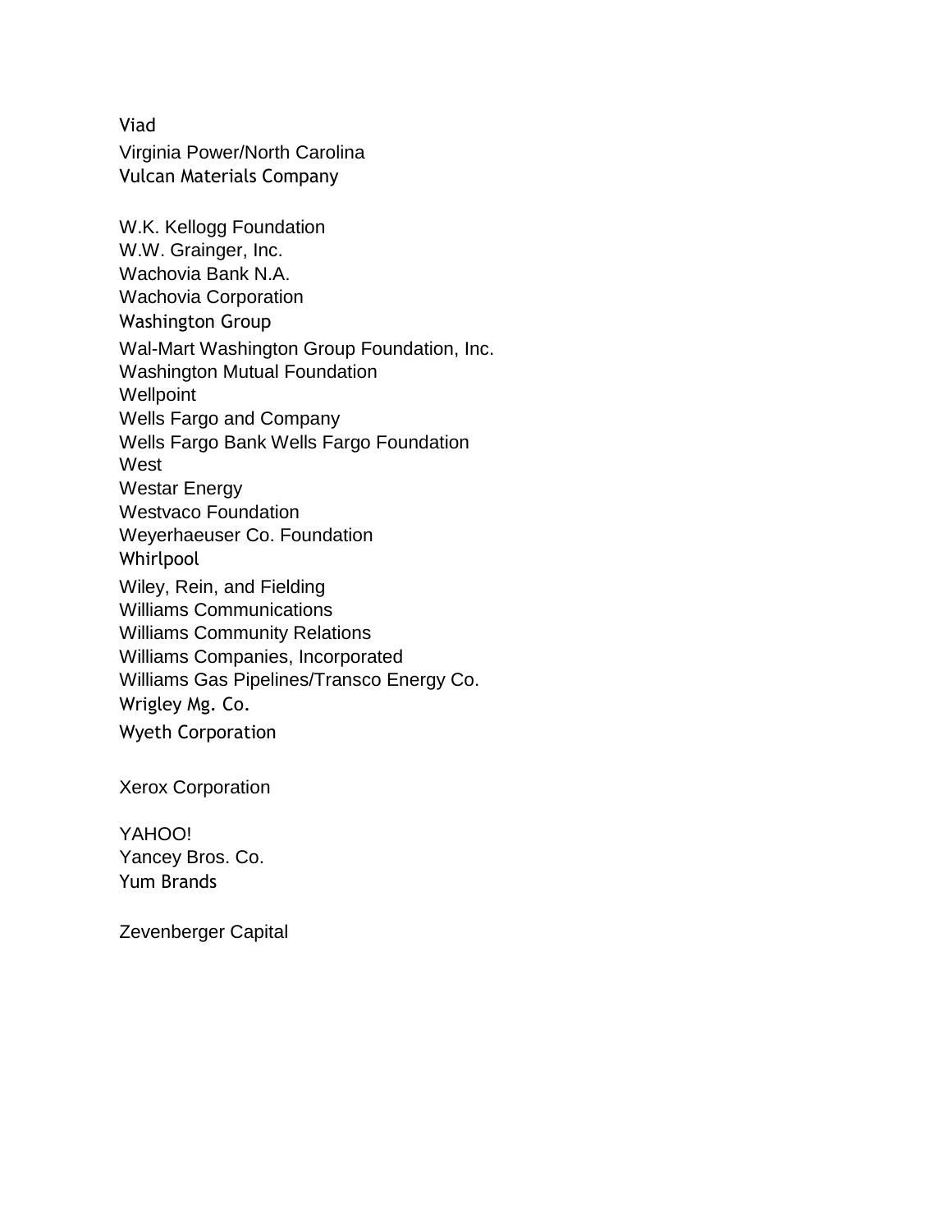Viad
Virginia Power/North Carolina
Vulcan Materials Company

W.K. Kellogg Foundation
W.W. Grainger, Inc.
Wachovia Bank N.A.
Wachovia Corporation
Washington Group
Wal-Mart Washington Group Foundation, Inc.
Washington Mutual Foundation
Wellpoint
Wells Fargo and Company
Wells Fargo Bank Wells Fargo Foundation
West
Westar Energy
Westvaco Foundation
Weyerhaeuser Co. Foundation
Whirlpool
Wiley, Rein, and Fielding
Williams Communications
Williams Community Relations
Williams Companies, Incorporated
Williams Gas Pipelines/Transco Energy Co.
Wrigley Mg. Co.
Wyeth Corporation

Xerox Corporation

YAHOO!
Yancey Bros. Co.
Yum Brands

Zevenberger Capital